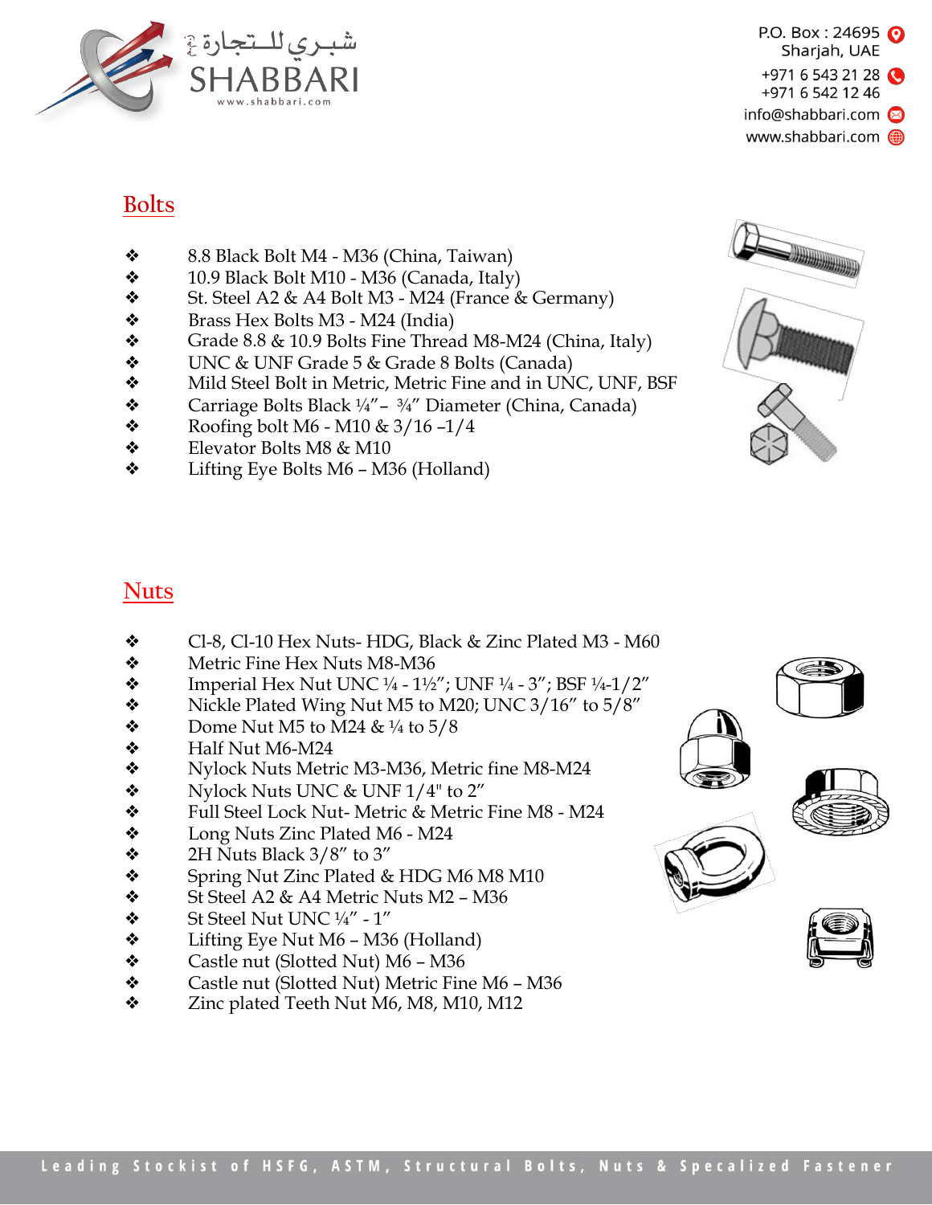شبري للتجارة
SHABBARI
www.shabbari.com

P.O. Box : 24695
Sharjah, UAE
+971 6 543 21 28
+971 6 542 12 46
info@shabbari.com
www.shabbari.com

## Bolts

- 8.8 Black Bolt M4 - M36 (China, Taiwan)
- 10.9 Black Bolt M10 - M36 (Canada, Italy)
- St. Steel A2 & A4 Bolt M3 - M24 (France & Germany)
- Brass Hex Bolts M3 - M24 (India)
- Grade 8.8 & 10.9 Bolts Fine Thread M8-M24 (China, Italy)
- UNC & UNF Grade 5 & Grade 8 Bolts (Canada)
- Mild Steel Bolt in Metric, Metric Fine and in UNC, UNF, BSF
- Carriage Bolts Black ¼"– ¾" Diameter (China, Canada)
- Roofing bolt M6 - M10 & 3/16 –1/4
- Elevator Bolts M8 & M10
- Lifting Eye Bolts M6 – M36 (Holland)

## Nuts

- Cl-8, Cl-10 Hex Nuts- HDG, Black & Zinc Plated M3 - M60
- Metric Fine Hex Nuts M8-M36
- Imperial Hex Nut UNC ¼ - 1½"; UNF ¼ - 3"; BSF ¼-1/2"
- Nickle Plated Wing Nut M5 to M20; UNC 3/16" to 5/8"
- Dome Nut M5 to M24 & ¼ to 5/8
- Half Nut M6-M24
- Nylock Nuts Metric M3-M36, Metric fine M8-M24
- Nylock Nuts UNC & UNF 1/4" to 2"
- Full Steel Lock Nut- Metric & Metric Fine M8 - M24
- Long Nuts Zinc Plated M6 - M24
- 2H Nuts Black 3/8" to 3"
- Spring Nut Zinc Plated & HDG M6 M8 M10
- St Steel A2 & A4 Metric Nuts M2 – M36
- St Steel Nut UNC ¼" - 1"
- Lifting Eye Nut M6 – M36 (Holland)
- Castle nut (Slotted Nut) M6 – M36
- Castle nut (Slotted Nut) Metric Fine M6 – M36
- Zinc plated Teeth Nut M6, M8, M10, M12

Leading Stockist of HSFG, ASTM, Structural Bolts, Nuts & Specalized Fastener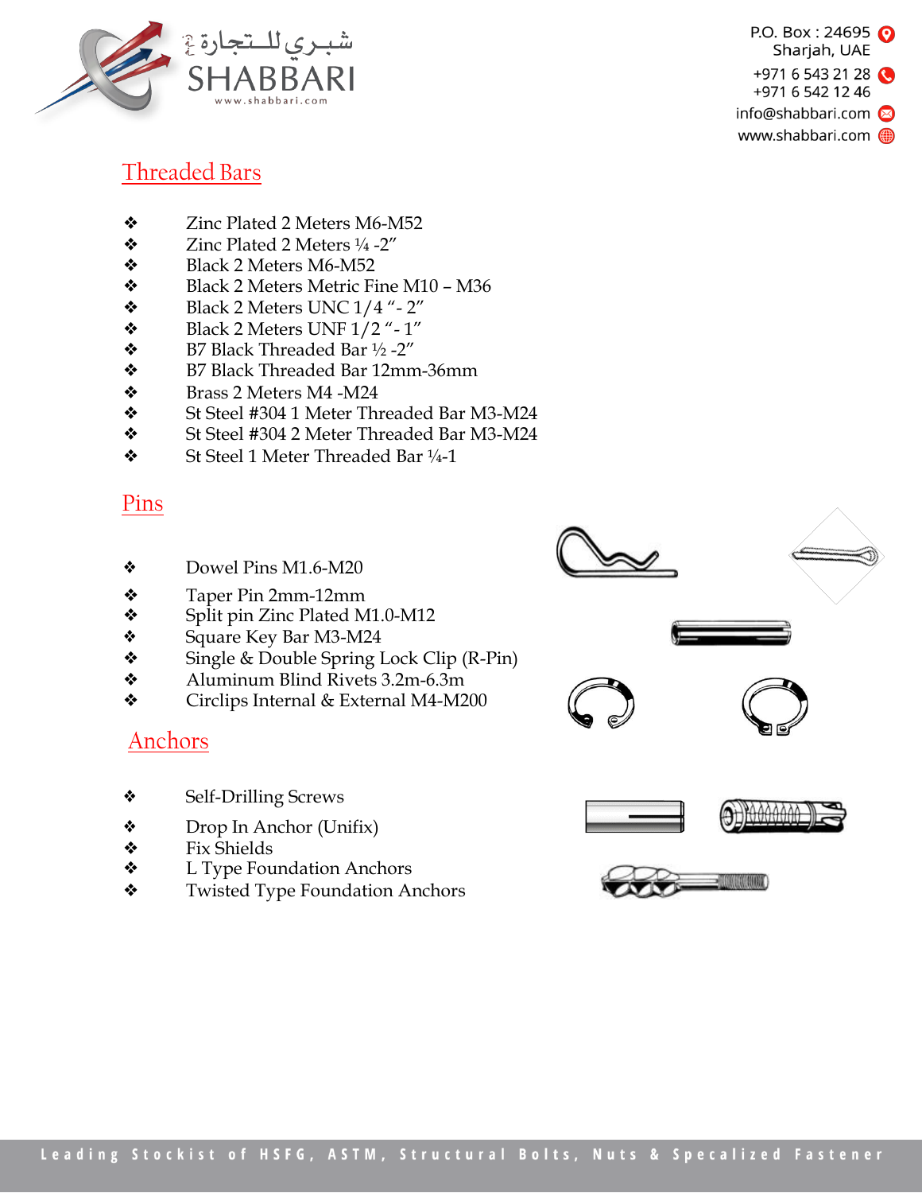## Threaded Bars

- Zinc Plated 2 Meters M6-M52
- Zinc Plated 2 Meters ¼ -2”
- Black 2 Meters M6-M52
- Black 2 Meters Metric Fine M10 – M36
- Black 2 Meters UNC 1/4 “- 2”
- Black 2 Meters UNF 1/2 “- 1”
- B7 Black Threaded Bar ½ -2”
- B7 Black Threaded Bar 12mm-36mm
- Brass 2 Meters M4 -M24
- St Steel #304 1 Meter Threaded Bar M3-M24
- St Steel #304 2 Meter Threaded Bar M3-M24
- St Steel 1 Meter Threaded Bar ¼-1

## Pins

- Dowel Pins M1.6-M20
- Taper Pin 2mm-12mm
- Split pin Zinc Plated M1.0-M12
- Square Key Bar M3-M24
- Single & Double Spring Lock Clip (R-Pin)
- Aluminum Blind Rivets 3.2m-6.3m
- Circlips Internal & External M4-M200

## Anchors

- Self-Drilling Screws
- Drop In Anchor (Unifix)
- Fix Shields
- L Type Foundation Anchors
- Twisted Type Foundation Anchors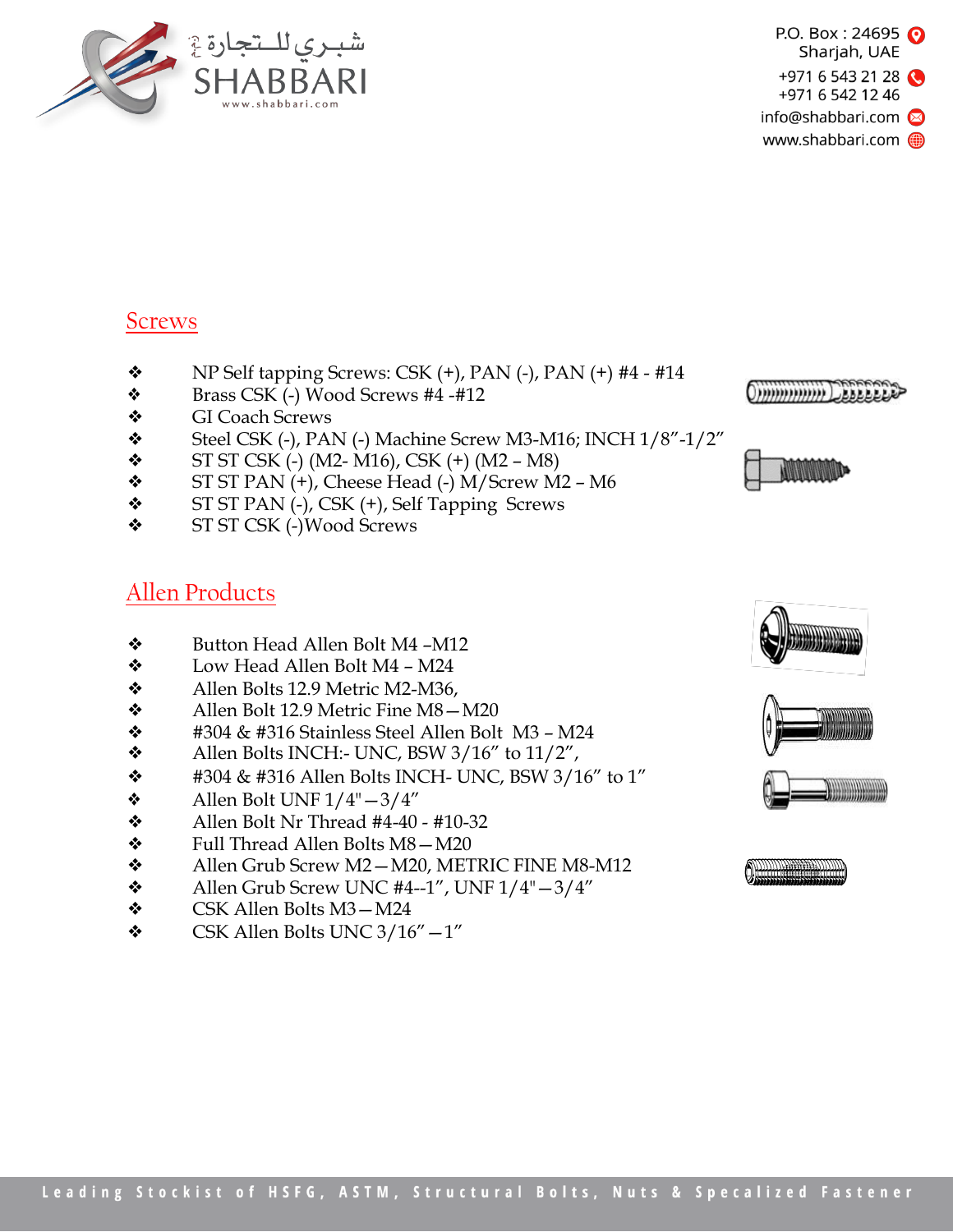## Screws

- NP Self tapping Screws: CSK (+), PAN (-), PAN (+) #4 - #14
- Brass CSK (-) Wood Screws #4 -#12
- GI Coach Screws
- Steel CSK (-), PAN (-) Machine Screw M3-M16; INCH 1/8"-1/2"
- ST ST CSK (-) (M2- M16), CSK (+) (M2 – M8)
- ST ST PAN (+), Cheese Head (-) M/Screw M2 – M6
- ST ST PAN (-), CSK (+), Self Tapping Screws
- ST ST CSK (-)Wood Screws

## Allen Products

- Button Head Allen Bolt M4 –M12
- Low Head Allen Bolt M4 – M24
- Allen Bolts 12.9 Metric M2-M36,
- Allen Bolt 12.9 Metric Fine M8—M20
- #304 & #316 Stainless Steel Allen Bolt M3 – M24
- Allen Bolts INCH:- UNC, BSW 3/16" to 11/2",
- #304 & #316 Allen Bolts INCH- UNC, BSW 3/16" to 1"
- Allen Bolt UNF 1/4"—3/4"
- Allen Bolt Nr Thread #4-40 - #10-32
- Full Thread Allen Bolts M8—M20
- Allen Grub Screw M2—M20, METRIC FINE M8-M12
- Allen Grub Screw UNC #4--1", UNF 1/4"—3/4"
- CSK Allen Bolts M3—M24
- CSK Allen Bolts UNC 3/16"—1"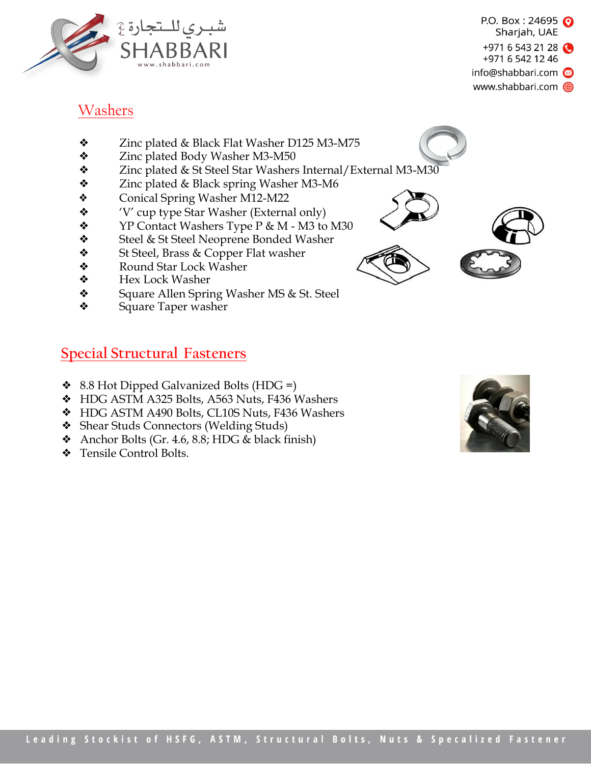## Washers

- Zinc plated & Black Flat Washer D125 M3-M75
- Zinc plated Body Washer M3-M50
- Zinc plated & St Steel Star Washers Internal/External M3-M30
- Zinc plated & Black spring Washer M3-M6
- Conical Spring Washer M12-M22
- 'V' cup type Star Washer (External only)
- YP Contact Washers Type P & M - M3 to M30
- Steel & St Steel Neoprene Bonded Washer
- St Steel, Brass & Copper Flat washer
- Round Star Lock Washer
- Hex Lock Washer
- Square Allen Spring Washer MS & St. Steel
- Square Taper washer

## Special Structural Fasteners

- 8.8 Hot Dipped Galvanized Bolts (HDG =)
- HDG ASTM A325 Bolts, A563 Nuts, F436 Washers
- HDG ASTM A490 Bolts, CL10S Nuts, F436 Washers
- Shear Studs Connectors (Welding Studs)
- Anchor Bolts (Gr. 4.6, 8.8; HDG & black finish)
- Tensile Control Bolts.